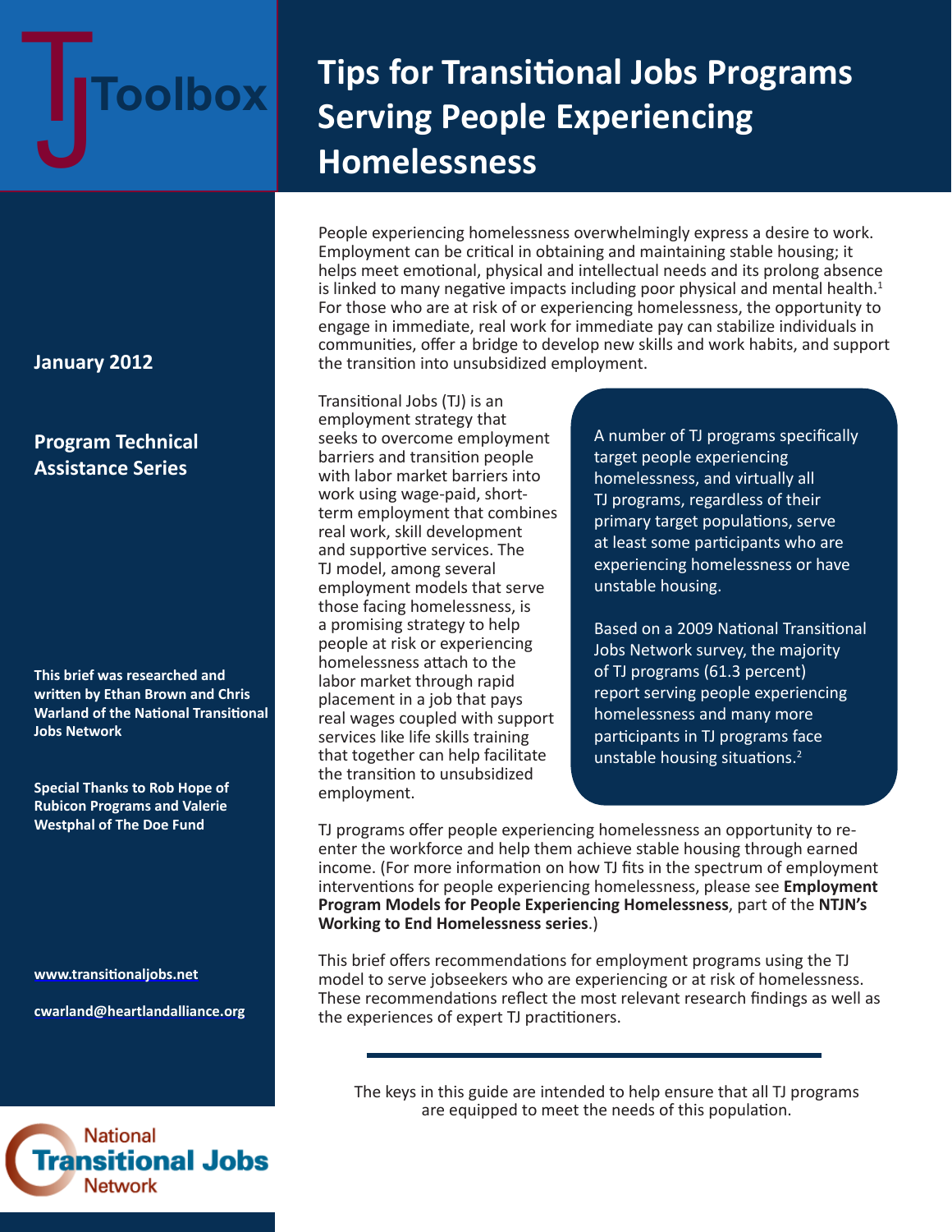TJ Toolbox

# Tips for Transitional Jobs Programs Serving People Experiencing Homelessness

**January 2012**

**Program Technical Assistance Series**

**This brief was researched and written by Ethan Brown and Chris Warland of the National Transitional Jobs Network**

**Special Thanks to Rob Hope of Rubicon Programs and Valerie Westphal of The Doe Fund**

**www.transitionaljobs.net**

**cwarland@heartlandalliance.org**

National Transitional Jobs Network

People experiencing homelessness overwhelmingly express a desire to work. Employment can be critical in obtaining and maintaining stable housing; it helps meet emotional, physical and intellectual needs and its prolong absence is linked to many negative impacts including poor physical and mental health.[1] For those who are at risk of or experiencing homelessness, the opportunity to engage in immediate, real work for immediate pay can stabilize individuals in communities, offer a bridge to develop new skills and work habits, and support the transition into unsubsidized employment.

Transitional Jobs (TJ) is an employment strategy that seeks to overcome employment barriers and transition people with labor market barriers into work using wage-paid, short-term employment that combines real work, skill development and supportive services. The TJ model, among several employment models that serve those facing homelessness, is a promising strategy to help people at risk or experiencing homelessness attach to the labor market through rapid placement in a job that pays real wages coupled with support services like life skills training that together can help facilitate the transition to unsubsidized employment.

A number of TJ programs specifically target people experiencing homelessness, and virtually all TJ programs, regardless of their primary target populations, serve at least some participants who are experiencing homelessness or have unstable housing.

Based on a 2009 National Transitional Jobs Network survey, the majority of TJ programs (61.3 percent) report serving people experiencing homelessness and many more participants in TJ programs face unstable housing situations.[2]

TJ programs offer people experiencing homelessness an opportunity to re-enter the workforce and help them achieve stable housing through earned income. (For more information on how TJ fits in the spectrum of employment interventions for people experiencing homelessness, please see **Employment Program Models for People Experiencing Homelessness**, part of the **NTJN's Working to End Homelessness series**.)

This brief offers recommendations for employment programs using the TJ model to serve jobseekers who are experiencing or at risk of homelessness. These recommendations reflect the most relevant research findings as well as the experiences of expert TJ practitioners.

---

The keys in this guide are intended to help ensure that all TJ programs are equipped to meet the needs of this population.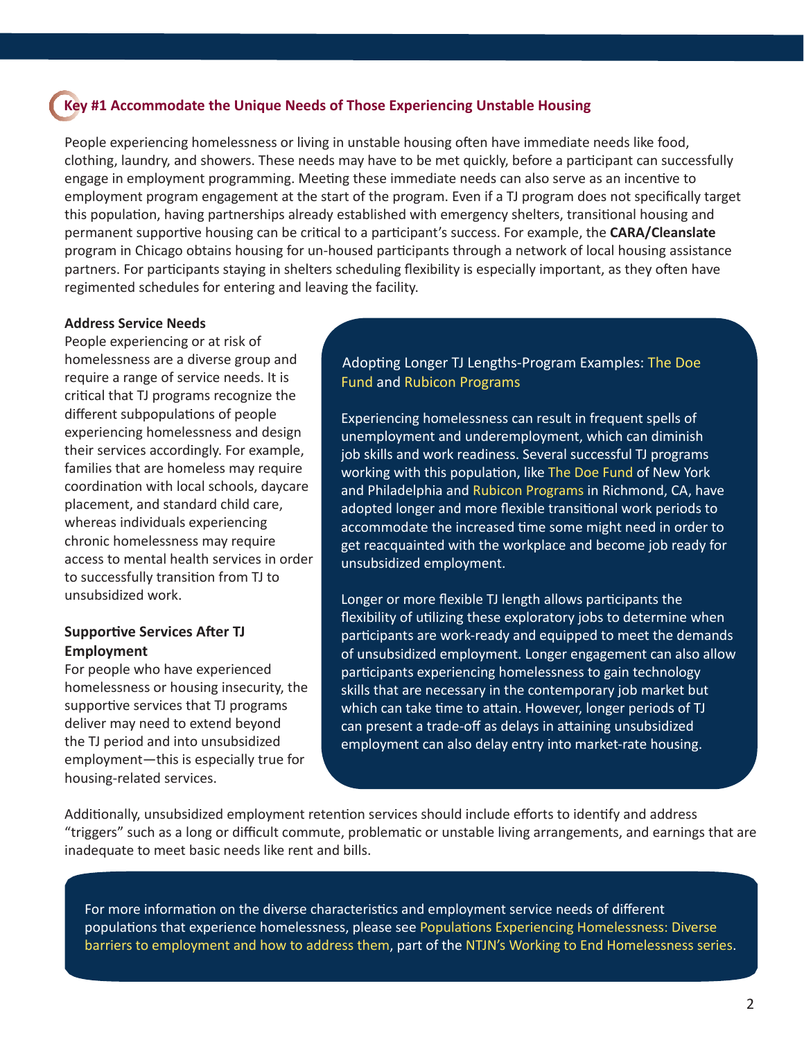## Key #1 Accommodate the Unique Needs of Those Experiencing Unstable Housing

People experiencing homelessness or living in unstable housing often have immediate needs like food, clothing, laundry, and showers. These needs may have to be met quickly, before a participant can successfully engage in employment programming. Meeting these immediate needs can also serve as an incentive to employment program engagement at the start of the program. Even if a TJ program does not specifically target this population, having partnerships already established with emergency shelters, transitional housing and permanent supportive housing can be critical to a participant's success. For example, the **CARA/Cleanslate** program in Chicago obtains housing for un-housed participants through a network of local housing assistance partners. For participants staying in shelters scheduling flexibility is especially important, as they often have regimented schedules for entering and leaving the facility.

**Address Service Needs**

People experiencing or at risk of homelessness are a diverse group and require a range of service needs. It is critical that TJ programs recognize the different subpopulations of people experiencing homelessness and design their services accordingly. For example, families that are homeless may require coordination with local schools, daycare placement, and standard child care, whereas individuals experiencing chronic homelessness may require access to mental health services in order to successfully transition from TJ to unsubsidized work.

**Supportive Services After TJ Employment**

For people who have experienced homelessness or housing insecurity, the supportive services that TJ programs deliver may need to extend beyond the TJ period and into unsubsidized employment—this is especially true for housing-related services.

> Adopting Longer TJ Lengths-Program Examples: The Doe Fund and Rubicon Programs
>
> Experiencing homelessness can result in frequent spells of unemployment and underemployment, which can diminish job skills and work readiness. Several successful TJ programs working with this population, like The Doe Fund of New York and Philadelphia and Rubicon Programs in Richmond, CA, have adopted longer and more flexible transitional work periods to accommodate the increased time some might need in order to get reacquainted with the workplace and become job ready for unsubsidized employment.
>
> Longer or more flexible TJ length allows participants the flexibility of utilizing these exploratory jobs to determine when participants are work-ready and equipped to meet the demands of unsubsidized employment. Longer engagement can also allow participants experiencing homelessness to gain technology skills that are necessary in the contemporary job market but which can take time to attain. However, longer periods of TJ can present a trade-off as delays in attaining unsubsidized employment can also delay entry into market-rate housing.

Additionally, unsubsidized employment retention services should include efforts to identify and address "triggers" such as a long or difficult commute, problematic or unstable living arrangements, and earnings that are inadequate to meet basic needs like rent and bills.

> For more information on the diverse characteristics and employment service needs of different populations that experience homelessness, please see Populations Experiencing Homelessness: Diverse barriers to employment and how to address them, part of the NTJN's Working to End Homelessness series.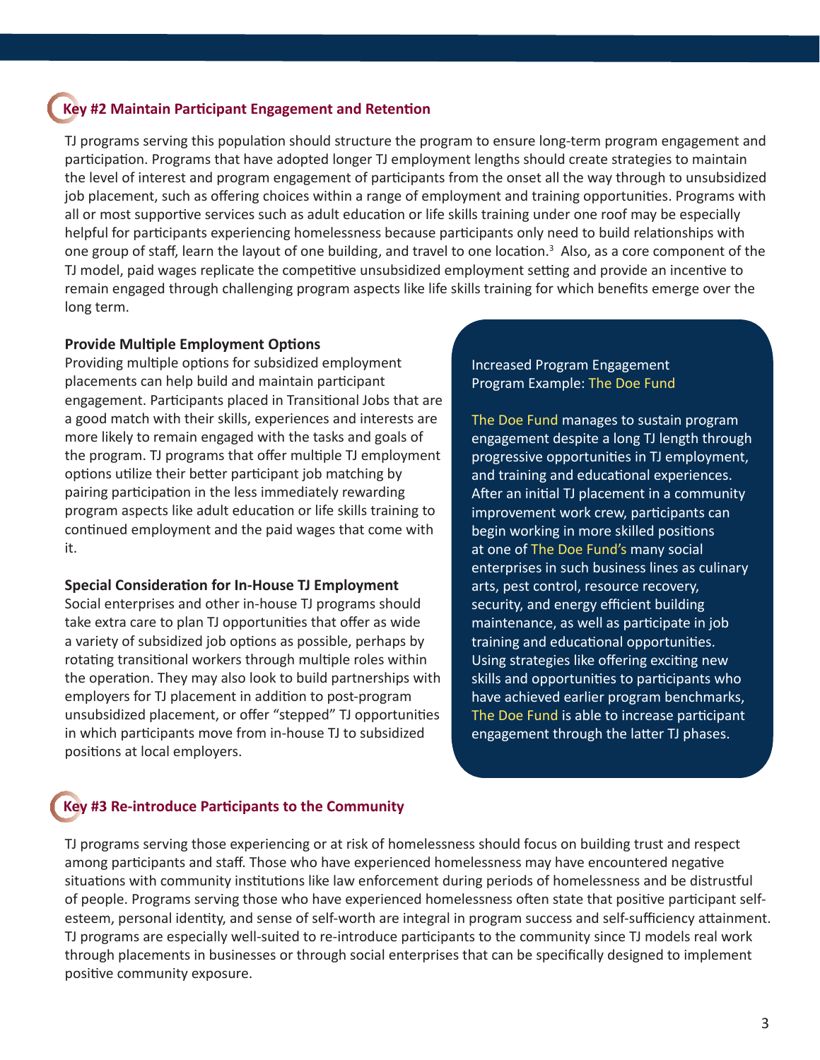## Key #2 Maintain Participant Engagement and Retention

TJ programs serving this population should structure the program to ensure long-term program engagement and participation. Programs that have adopted longer TJ employment lengths should create strategies to maintain the level of interest and program engagement of participants from the onset all the way through to unsubsidized job placement, such as offering choices within a range of employment and training opportunities. Programs with all or most supportive services such as adult education or life skills training under one roof may be especially helpful for participants experiencing homelessness because participants only need to build relationships with one group of staff, learn the layout of one building, and travel to one location.[3] Also, as a core component of the TJ model, paid wages replicate the competitive unsubsidized employment setting and provide an incentive to remain engaged through challenging program aspects like life skills training for which benefits emerge over the long term.

### Provide Multiple Employment Options

Providing multiple options for subsidized employment placements can help build and maintain participant engagement. Participants placed in Transitional Jobs that are a good match with their skills, experiences and interests are more likely to remain engaged with the tasks and goals of the program. TJ programs that offer multiple TJ employment options utilize their better participant job matching by pairing participation in the less immediately rewarding program aspects like adult education or life skills training to continued employment and the paid wages that come with it.

### Special Consideration for In-House TJ Employment

Social enterprises and other in-house TJ programs should take extra care to plan TJ opportunities that offer as wide a variety of subsidized job options as possible, perhaps by rotating transitional workers through multiple roles within the operation. They may also look to build partnerships with employers for TJ placement in addition to post-program unsubsidized placement, or offer "stepped" TJ opportunities in which participants move from in-house TJ to subsidized positions at local employers.

Increased Program Engagement
Program Example: The Doe Fund

The Doe Fund manages to sustain program engagement despite a long TJ length through progressive opportunities in TJ employment, and training and educational experiences. After an initial TJ placement in a community improvement work crew, participants can begin working in more skilled positions at one of The Doe Fund's many social enterprises in such business lines as culinary arts, pest control, resource recovery, security, and energy efficient building maintenance, as well as participate in job training and educational opportunities. Using strategies like offering exciting new skills and opportunities to participants who have achieved earlier program benchmarks, The Doe Fund is able to increase participant engagement through the latter TJ phases.

## Key #3 Re-introduce Participants to the Community

TJ programs serving those experiencing or at risk of homelessness should focus on building trust and respect among participants and staff. Those who have experienced homelessness may have encountered negative situations with community institutions like law enforcement during periods of homelessness and be distrustful of people. Programs serving those who have experienced homelessness often state that positive participant self-esteem, personal identity, and sense of self-worth are integral in program success and self-sufficiency attainment. TJ programs are especially well-suited to re-introduce participants to the community since TJ models real work through placements in businesses or through social enterprises that can be specifically designed to implement positive community exposure.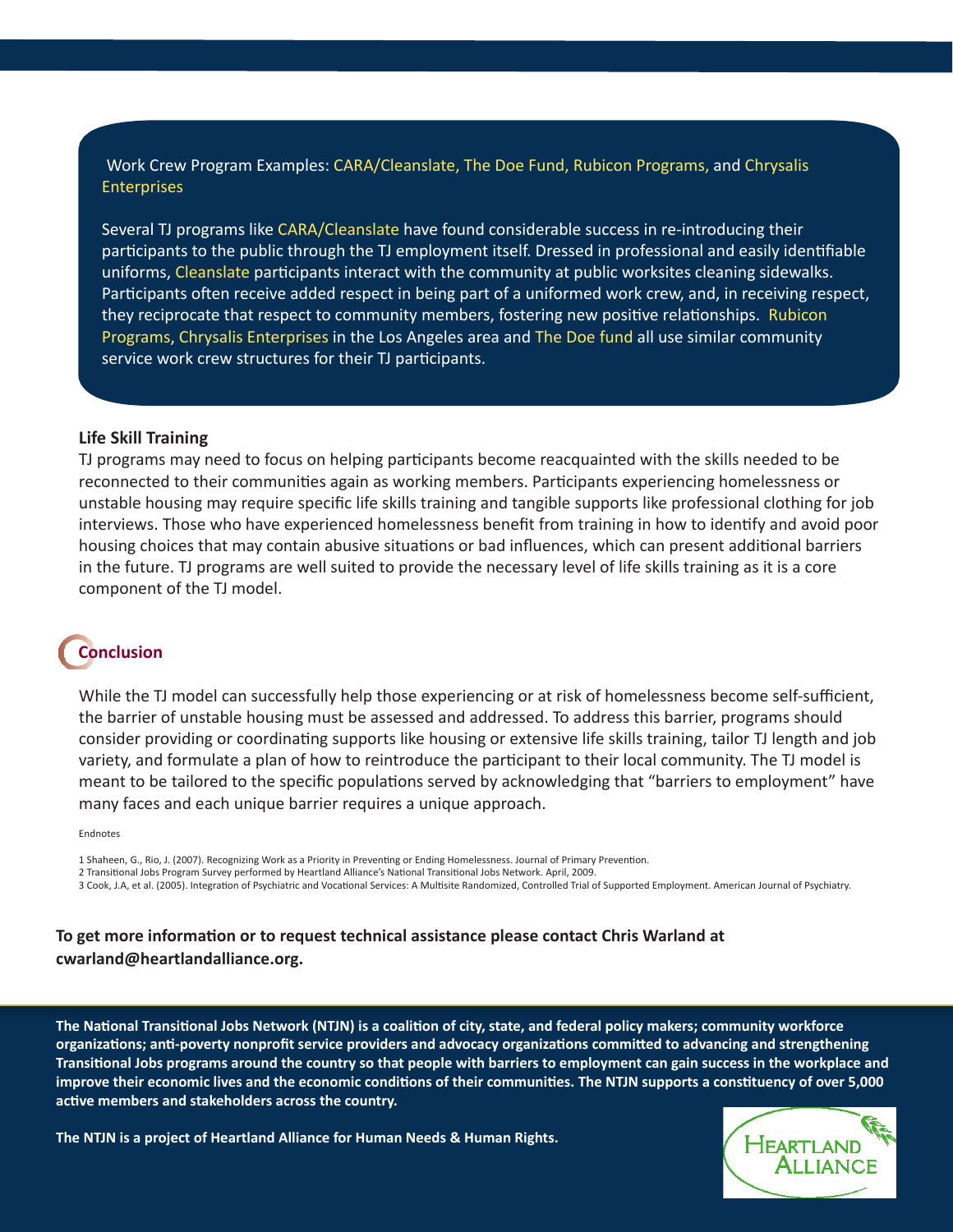Work Crew Program Examples: CARA/Cleanslate, The Doe Fund, Rubicon Programs, and Chrysalis Enterprises

Several TJ programs like CARA/Cleanslate have found considerable success in re-introducing their participants to the public through the TJ employment itself. Dressed in professional and easily identifiable uniforms, Cleanslate participants interact with the community at public worksites cleaning sidewalks. Participants often receive added respect in being part of a uniformed work crew, and, in receiving respect, they reciprocate that respect to community members, fostering new positive relationships. Rubicon Programs, Chrysalis Enterprises in the Los Angeles area and The Doe fund all use similar community service work crew structures for their TJ participants.

### Life Skill Training

TJ programs may need to focus on helping participants become reacquainted with the skills needed to be reconnected to their communities again as working members. Participants experiencing homelessness or unstable housing may require specific life skills training and tangible supports like professional clothing for job interviews. Those who have experienced homelessness benefit from training in how to identify and avoid poor housing choices that may contain abusive situations or bad influences, which can present additional barriers in the future. TJ programs are well suited to provide the necessary level of life skills training as it is a core component of the TJ model.

## Conclusion

While the TJ model can successfully help those experiencing or at risk of homelessness become self-sufficient, the barrier of unstable housing must be assessed and addressed. To address this barrier, programs should consider providing or coordinating supports like housing or extensive life skills training, tailor TJ length and job variety, and formulate a plan of how to reintroduce the participant to their local community. The TJ model is meant to be tailored to the specific populations served by acknowledging that "barriers to employment" have many faces and each unique barrier requires a unique approach.

Endnotes

1 Shaheen, G., Rio, J. (2007). Recognizing Work as a Priority in Preventing or Ending Homelessness. Journal of Primary Prevention.
2 Transitional Jobs Program Survey performed by Heartland Alliance's National Transitional Jobs Network. April, 2009.
3 Cook, J.A, et al. (2005). Integration of Psychiatric and Vocational Services: A Multisite Randomized, Controlled Trial of Supported Employment. American Journal of Psychiatry.

**To get more information or to request technical assistance please contact Chris Warland at cwarland@heartlandalliance.org.**

**The National Transitional Jobs Network (NTJN) is a coalition of city, state, and federal policy makers; community workforce organizations; anti-poverty nonprofit service providers and advocacy organizations committed to advancing and strengthening Transitional Jobs programs around the country so that people with barriers to employment can gain success in the workplace and improve their economic lives and the economic conditions of their communities. The NTJN supports a constituency of over 5,000 active members and stakeholders across the country.**

**The NTJN is a project of Heartland Alliance for Human Needs & Human Rights.**

Heartland Alliance